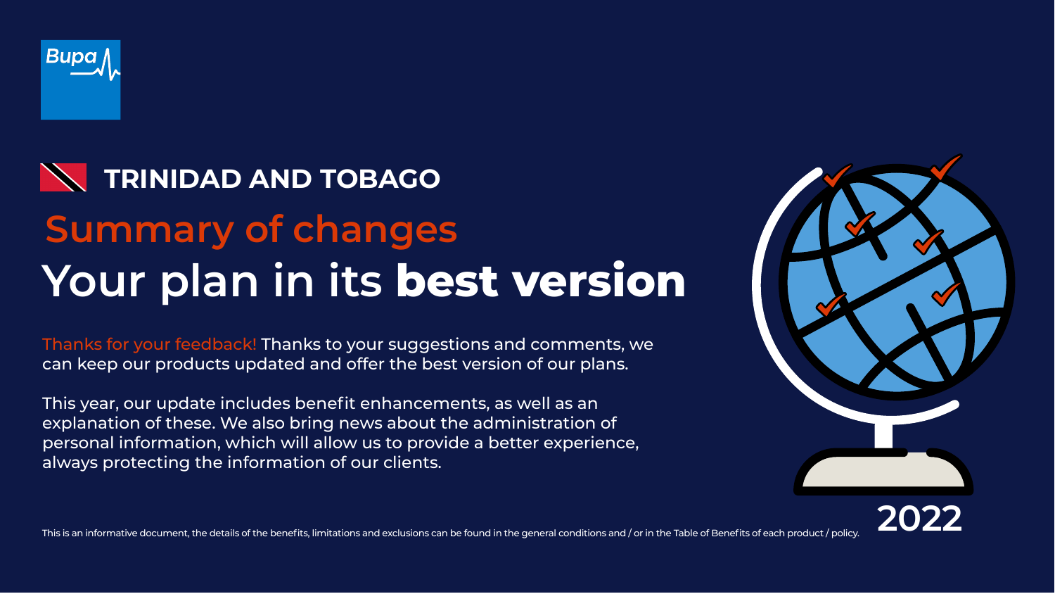Bupa

## TRINIDAD AND TOBAGO

# Summary of changes

# Your plan in its **best version**

Thanks for your feedback! Thanks to your suggestions and comments, we can keep our products updated and offer the best version of our plans.

This year, our update includes benefit enhancements, as well as an explanation of these. We also bring news about the administration of personal information, which will allow us to provide a better experience, always protecting the information of our clients.

2022

This is an informative document, the details of the benefits, limitations and exclusions can be found in the general conditions and / or in the Table of Benefits of each product / policy.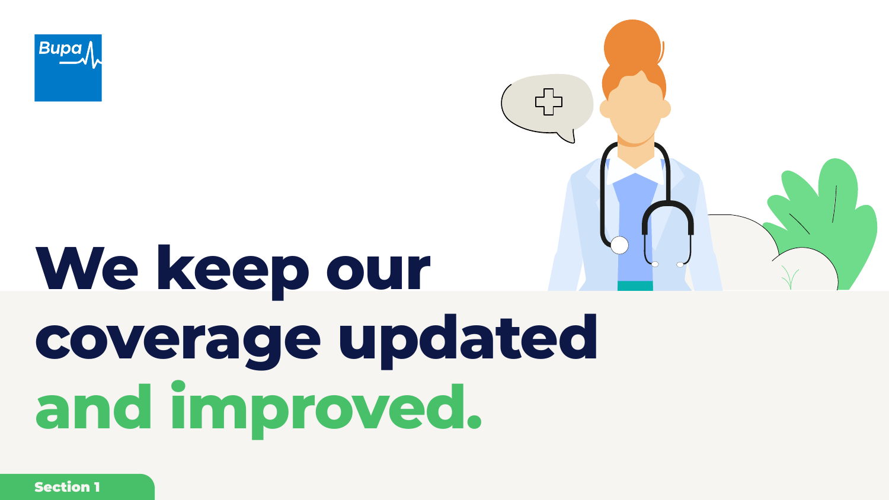# We keep our coverage updated and improved.

Section 1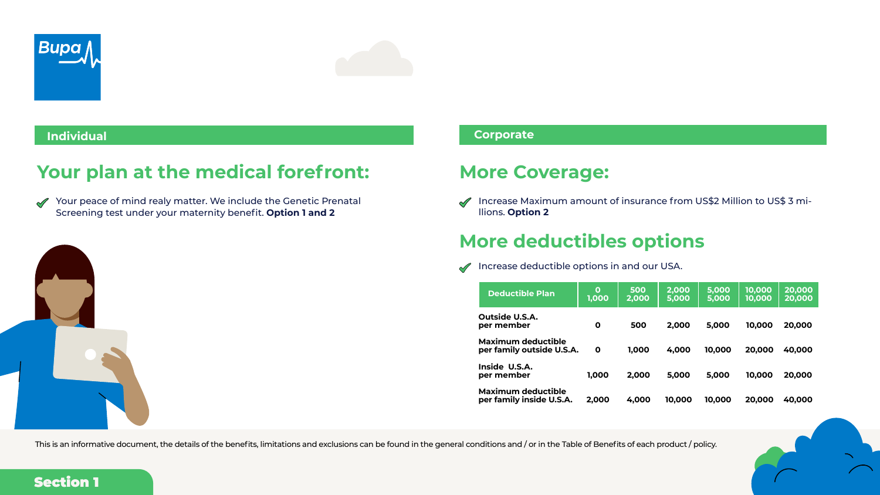Individual

## Your plan at the medical forefront:

- Your peace of mind realy matter. We include the Genetic Prenatal Screening test under your maternity benefit. **Option 1 and 2**

Corporate

## More Coverage:

- Increase Maximum amount of insurance from US$2 Million to US$ 3 millions. **Option 2**

## More deductibles options

- Increase deductible options in and our USA.

| Deductible Plan | 0<br>1,000 | 500<br>2,000 | 2,000<br>5,000 | 5,000<br>5,000 | 10,000<br>10,000 | 20,000<br>20,000 |
|---|---|---|---|---|---|---|
| **Outside U.S.A. per member** | 0 | 500 | 2,000 | 5,000 | 10,000 | 20,000 |
| **Maximum deductible per family outside U.S.A.** | 0 | 1,000 | 4,000 | 10,000 | 20,000 | 40,000 |
| **Inside U.S.A. per member** | 1,000 | 2,000 | 5,000 | 5,000 | 10,000 | 20,000 |
| **Maximum deductible per family inside U.S.A.** | 2,000 | 4,000 | 10,000 | 10,000 | 20,000 | 40,000 |

This is an informative document, the details of the benefits, limitations and exclusions can be found in the general conditions and / or in the Table of Benefits of each product / policy.

Section 1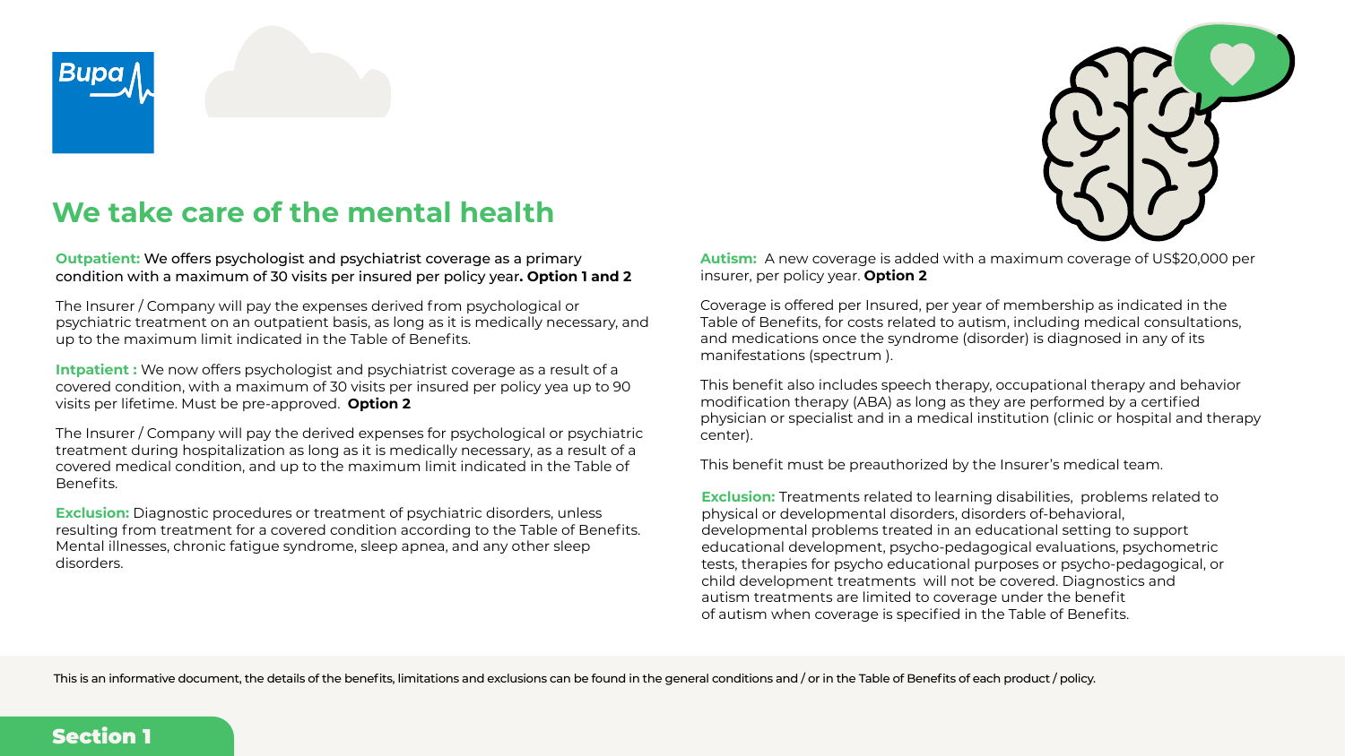# We take care of the mental health

**Outpatient:** We offers psychologist and psychiatrist coverage as a primary condition with a maximum of 30 visits per insured per policy year**. Option 1 and 2**

The Insurer / Company will pay the expenses derived from psychological or psychiatric treatment on an outpatient basis, as long as it is medically necessary, and up to the maximum limit indicated in the Table of Benefits.

**Intpatient :** We now offers psychologist and psychiatrist coverage as a result of a covered condition, with a maximum of 30 visits per insured per policy yea up to 90 visits per lifetime. Must be pre-approved. **Option 2**

The Insurer / Company will pay the derived expenses for psychological or psychiatric treatment during hospitalization as long as it is medically necessary, as a result of a covered medical condition, and up to the maximum limit indicated in the Table of Benefits.

**Exclusion:** Diagnostic procedures or treatment of psychiatric disorders, unless resulting from treatment for a covered condition according to the Table of Benefits. Mental illnesses, chronic fatigue syndrome, sleep apnea, and any other sleep disorders.

**Autism:** A new coverage is added with a maximum coverage of US$20,000 per insurer, per policy year. **Option 2**

Coverage is offered per Insured, per year of membership as indicated in the Table of Benefits, for costs related to autism, including medical consultations, and medications once the syndrome (disorder) is diagnosed in any of its manifestations (spectrum ).

This benefit also includes speech therapy, occupational therapy and behavior modification therapy (ABA) as long as they are performed by a certified physician or specialist and in a medical institution (clinic or hospital and therapy center).

This benefit must be preauthorized by the Insurer's medical team.

**Exclusion:** Treatments related to learning disabilities, problems related to physical or developmental disorders, disorders of-behavioral, developmental problems treated in an educational setting to support educational development, psycho-pedagogical evaluations, psychometric tests, therapies for psycho educational purposes or psycho-pedagogical, or child development treatments will not be covered. Diagnostics and autism treatments are limited to coverage under the benefit of autism when coverage is specified in the Table of Benefits.

This is an informative document, the details of the benefits, limitations and exclusions can be found in the general conditions and / or in the Table of Benefits of each product / policy.

**Section 1**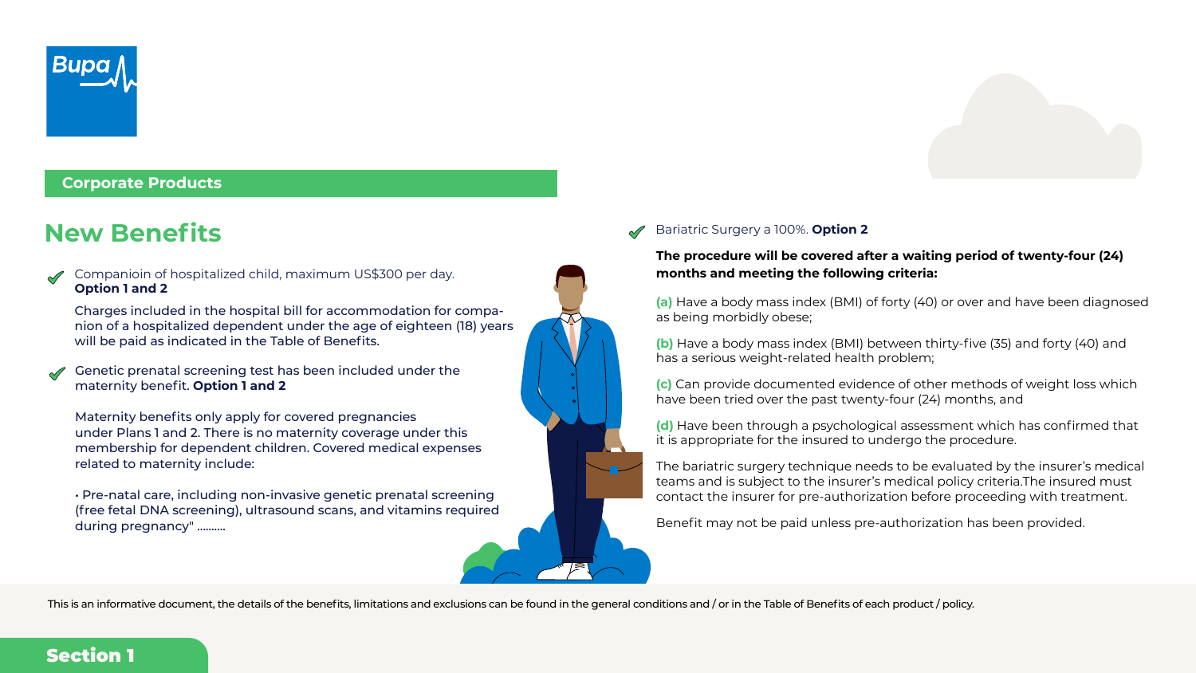**Corporate Products**

## New Benefits

- Companioin of hospitalized child, maximum US$300 per day. **Option 1 and 2**

  Charges included in the hospital bill for accommodation for companion of a hospitalized dependent under the age of eighteen (18) years will be paid as indicated in the Table of Benefits.

- Genetic prenatal screening test has been included under the maternity benefit. **Option 1 and 2**

  Maternity benefits only apply for covered pregnancies under Plans 1 and 2. There is no maternity coverage under this membership for dependent children. Covered medical expenses related to maternity include:

  • Pre-natal care, including non-invasive genetic prenatal screening (free fetal DNA screening), ultrasound scans, and vitamins required during pregnancy" .........

- Bariatric Surgery a 100%. **Option 2**

  **The procedure will be covered after a waiting period of twenty-four (24) months and meeting the following criteria:**

  **(a)** Have a body mass index (BMI) of forty (40) or over and have been diagnosed as being morbidly obese;

  **(b)** Have a body mass index (BMI) between thirty-five (35) and forty (40) and has a serious weight-related health problem;

  **(c)** Can provide documented evidence of other methods of weight loss which have been tried over the past twenty-four (24) months, and

  **(d)** Have been through a psychological assessment which has confirmed that it is appropriate for the insured to undergo the procedure.

  The bariatric surgery technique needs to be evaluated by the insurer's medical teams and is subject to the insurer's medical policy criteria.The insured must contact the insurer for pre-authorization before proceeding with treatment.

  Benefit may not be paid unless pre-authorization has been provided.

This is an informative document, the details of the benefits, limitations and exclusions can be found in the general conditions and / or in the Table of Benefits of each product / policy.

**Section 1**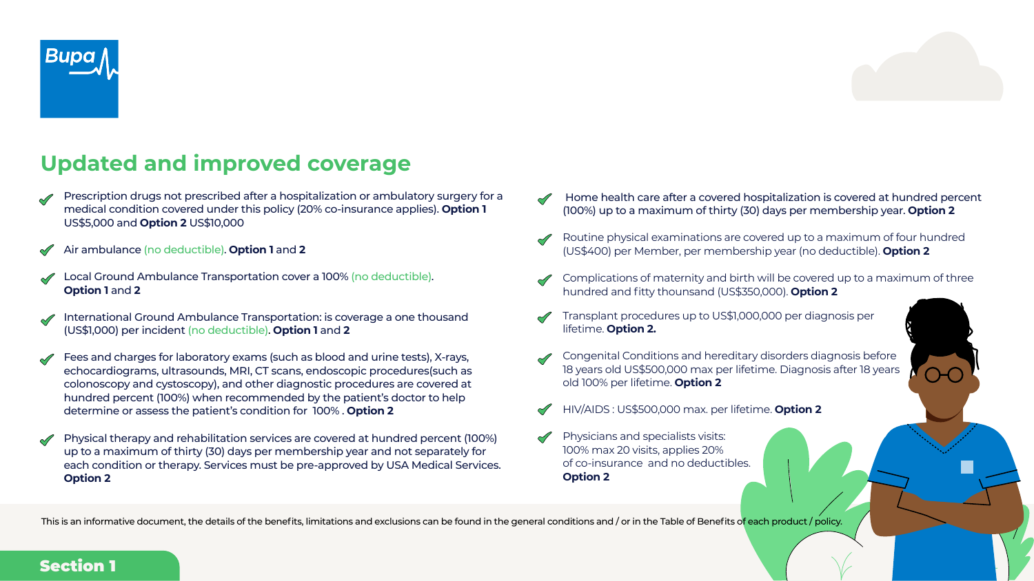## Updated and improved coverage

- Prescription drugs not prescribed after a hospitalization or ambulatory surgery for a medical condition covered under this policy (20% co-insurance applies). **Option 1** US$5,000 and **Option 2** US$10,000
- Air ambulance (no deductible). **Option 1** and **2**
- Local Ground Ambulance Transportation cover a 100% (no deductible). **Option 1** and **2**
- International Ground Ambulance Transportation: is coverage a one thousand (US$1,000) per incident (no deductible). **Option 1** and **2**
- Fees and charges for laboratory exams (such as blood and urine tests), X-rays, echocardiograms, ultrasounds, MRI, CT scans, endoscopic procedures(such as colonoscopy and cystoscopy), and other diagnostic procedures are covered at hundred percent (100%) when recommended by the patient's doctor to help determine or assess the patient's condition for 100% . **Option 2**
- Physical therapy and rehabilitation services are covered at hundred percent (100%) up to a maximum of thirty (30) days per membership year and not separately for each condition or therapy. Services must be pre-approved by USA Medical Services. **Option 2**
- Home health care after a covered hospitalization is covered at hundred percent (100%) up to a maximum of thirty (30) days per membership year. **Option 2**
- Routine physical examinations are covered up to a maximum of four hundred (US$400) per Member, per membership year (no deductible). **Option 2**
- Complications of maternity and birth will be covered up to a maximum of three hundred and fitty thounsand (US$350,000). **Option 2**
- Transplant procedures up to US$1,000,000 per diagnosis per lifetime. **Option 2.**
- Congenital Conditions and hereditary disorders diagnosis before 18 years old US$500,000 max per lifetime. Diagnosis after 18 years old 100% per lifetime. **Option 2**
- HIV/AIDS : US$500,000 max. per lifetime. **Option 2**
- Physicians and specialists visits: 100% max 20 visits, applies 20% of co-insurance and no deductibles. **Option 2**

This is an informative document, the details of the benefits, limitations and exclusions can be found in the general conditions and / or in the Table of Benefits of each product / policy.

**Section 1**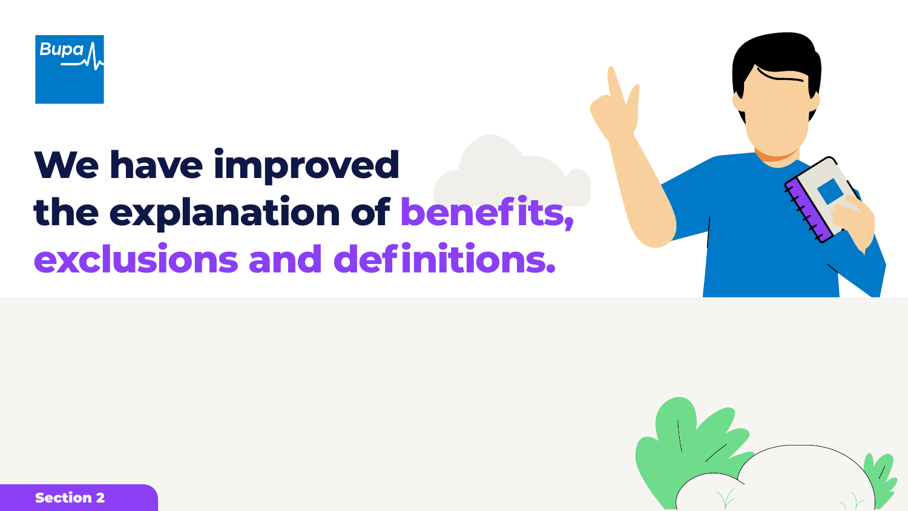# We have improved the explanation of benefits, exclusions and definitions.

Section 2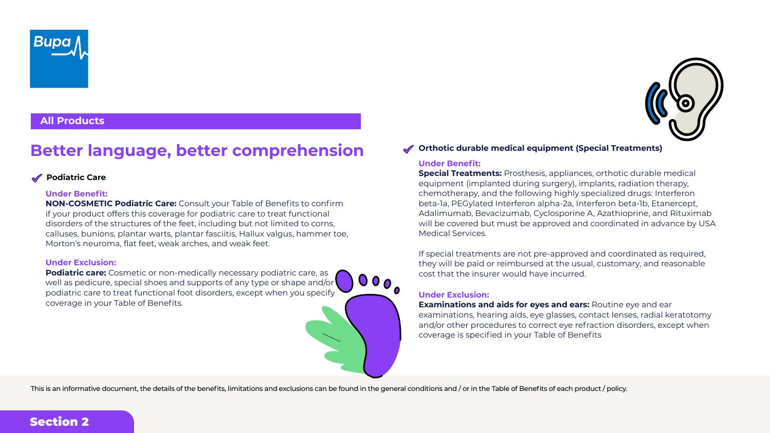**All Products**

# Better language, better comprehension

## Podiatric Care

**Under Benefit:**

**NON-COSMETIC Podiatric Care:** Consult your Table of Benefits to confirm if your product offers this coverage for podiatric care to treat functional disorders of the structures of the feet, including but not limited to corns, calluses, bunions, plantar warts, plantar fasciitis, Hallux valgus, hammer toe, Morton's neuroma, flat feet, weak arches, and weak feet.

**Under Exclusion:**

**Podiatric care:** Cosmetic or non-medically necessary podiatric care, as well as pedicure, special shoes and supports of any type or shape and/or podiatric care to treat functional foot disorders, except when you specify coverage in your Table of Benefits.

## Orthotic durable medical equipment (Special Treatments)

**Under Benefit:**

**Special Treatments:** Prosthesis, appliances, orthotic durable medical equipment (implanted during surgery), implants, radiation therapy, chemotherapy, and the following highly specialized drugs: Interferon beta-1a, PEGylated Interferon alpha-2a, Interferon beta-1b, Etanercept, Adalimumab, Bevacizumab, Cyclosporine A, Azathioprine, and Rituximab will be covered but must be approved and coordinated in advance by USA Medical Services.

If special treatments are not pre-approved and coordinated as required, they will be paid or reimbursed at the usual, customary, and reasonable cost that the insurer would have incurred.

**Under Exclusion:**

**Examinations and aids for eyes and ears:** Routine eye and ear examinations, hearing aids, eye glasses, contact lenses, radial keratotomy and/or other procedures to correct eye refraction disorders, except when coverage is specified in your Table of Benefits

This is an informative document, the details of the benefits, limitations and exclusions can be found in the general conditions and / or in the Table of Benefits of each product / policy.

**Section 2**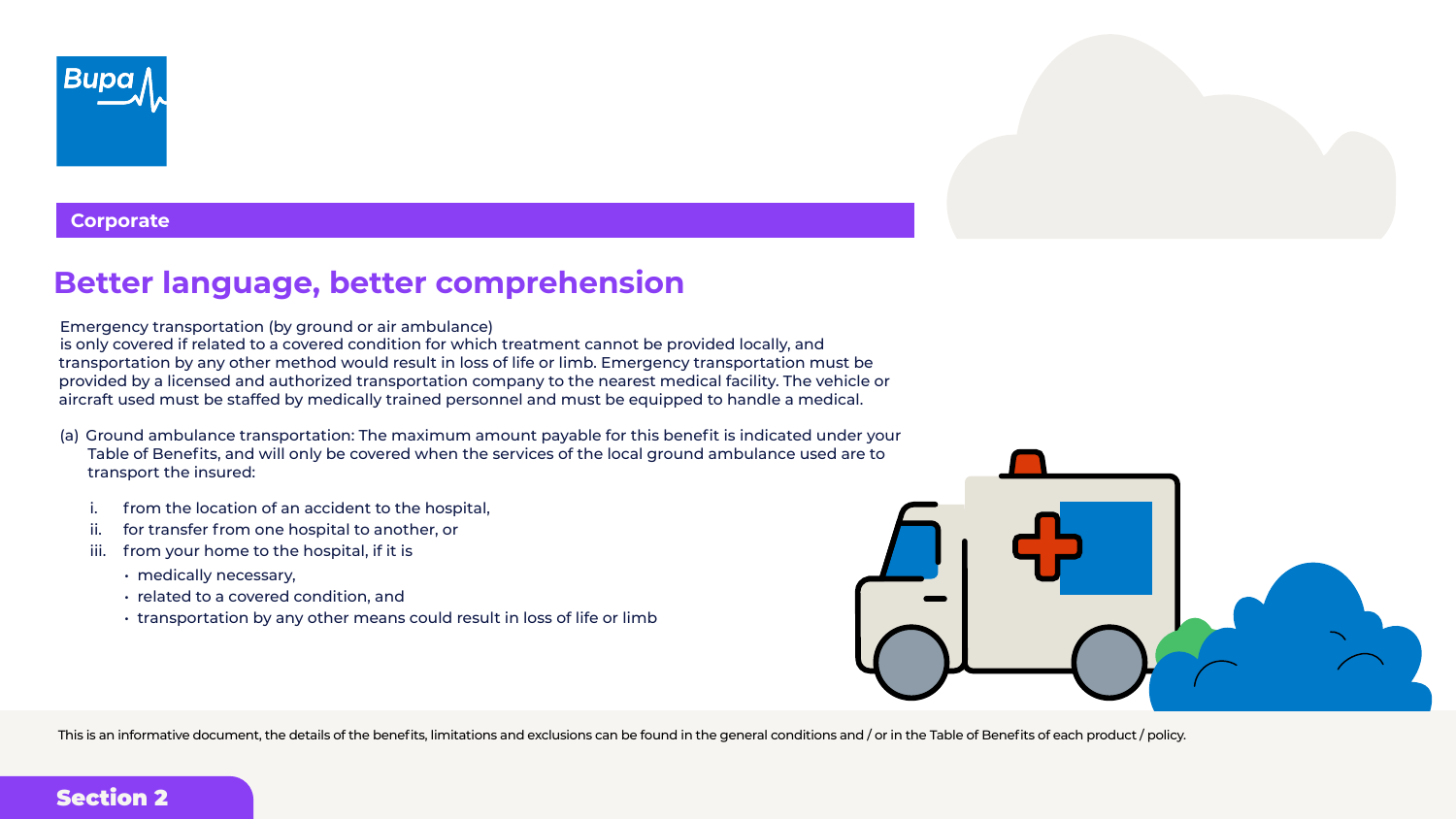Corporate

## Better language, better comprehension

Emergency transportation (by ground or air ambulance)
is only covered if related to a covered condition for which treatment cannot be provided locally, and transportation by any other method would result in loss of life or limb. Emergency transportation must be provided by a licensed and authorized transportation company to the nearest medical facility. The vehicle or aircraft used must be staffed by medically trained personnel and must be equipped to handle a medical.

(a) Ground ambulance transportation: The maximum amount payable for this benefit is indicated under your Table of Benefits, and will only be covered when the services of the local ground ambulance used are to transport the insured:

i. from the location of an accident to the hospital,
ii. for transfer from one hospital to another, or
iii. from your home to the hospital, if it is
   - medically necessary,
   - related to a covered condition, and
   - transportation by any other means could result in loss of life or limb

This is an informative document, the details of the benefits, limitations and exclusions can be found in the general conditions and / or in the Table of Benefits of each product / policy.

Section 2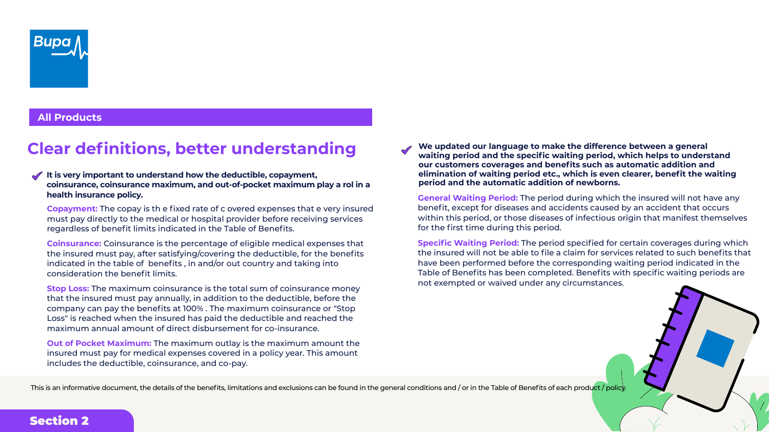All Products

# Clear definitions, better understanding

**It is very important to understand how the deductible, copayment, coinsurance, coinsurance maximum, and out-of-pocket maximum play a rol in a health insurance policy.**

**Copayment:** The copay is th e fixed rate of c overed expenses that e very insured must pay directly to the medical or hospital provider before receiving services regardless of benefit limits indicated in the Table of Benefits.

**Coinsurance:** Coinsurance is the percentage of eligible medical expenses that the insured must pay, after satisfying/covering the deductible, for the benefits indicated in the table of benefits , in and/or out country and taking into consideration the benefit limits.

**Stop Loss:** The maximum coinsurance is the total sum of coinsurance money that the insured must pay annually, in addition to the deductible, before the company can pay the benefits at 100% . The maximum coinsurance or "Stop Loss" is reached when the insured has paid the deductible and reached the maximum annual amount of direct disbursement for co-insurance.

**Out of Pocket Maximum:** The maximum outlay is the maximum amount the insured must pay for medical expenses covered in a policy year. This amount includes the deductible, coinsurance, and co-pay.

**We updated our language to make the difference between a general waiting period and the specific waiting period, which helps to understand our customers coverages and benefits such as automatic addition and elimination of waiting period etc., which is even clearer, benefit the waiting period and the automatic addition of newborns.**

**General Waiting Period:** The period during which the insured will not have any benefit, except for diseases and accidents caused by an accident that occurs within this period, or those diseases of infectious origin that manifest themselves for the first time during this period.

**Specific Waiting Period:** The period specified for certain coverages during which the insured will not be able to file a claim for services related to such benefits that have been performed before the corresponding waiting period indicated in the Table of Benefits has been completed. Benefits with specific waiting periods are not exempted or waived under any circumstances.

This is an informative document, the details of the benefits, limitations and exclusions can be found in the general conditions and / or in the Table of Benefits of each product / policy.

Section 2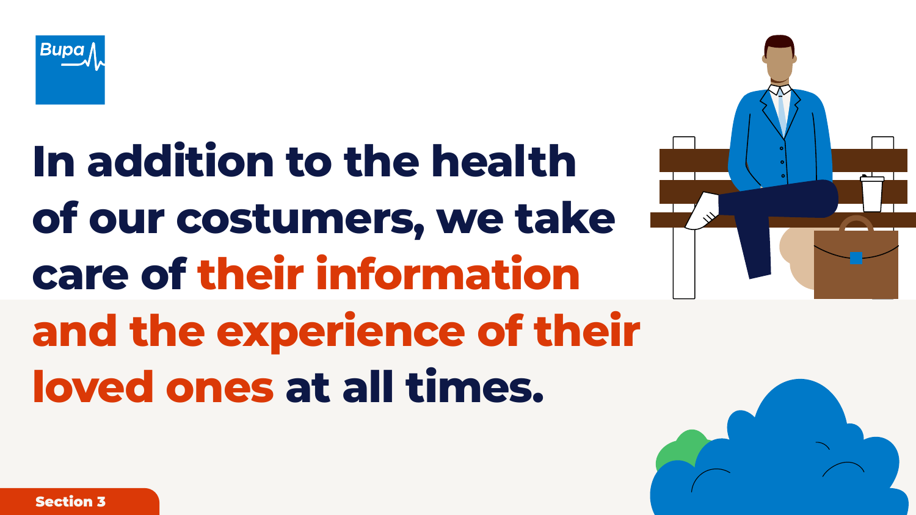Bupa

# In addition to the health of our costumers, we take care of their information and the experience of their loved ones at all times.

Section 3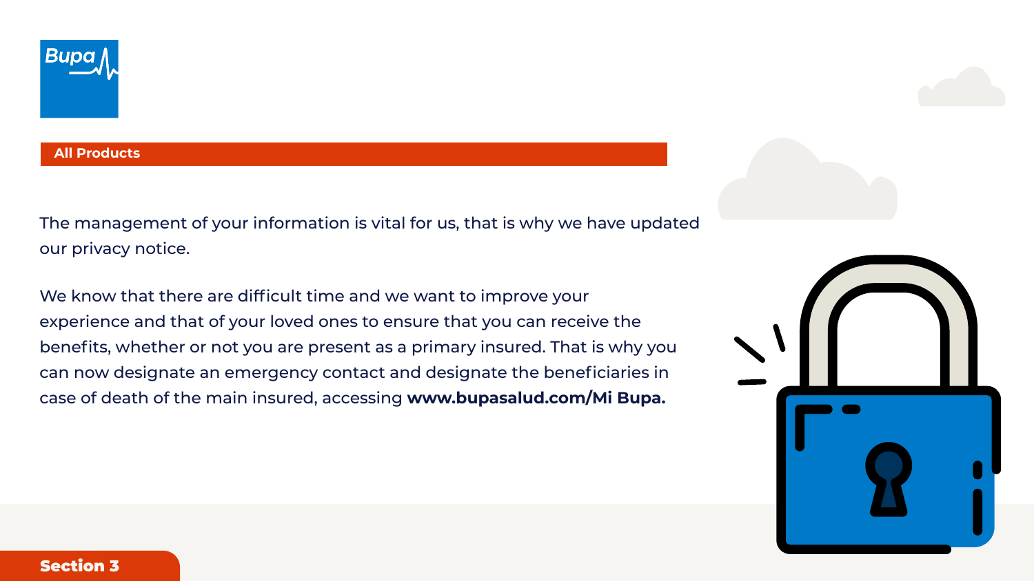## All Products

The management of your information is vital for us, that is why we have updated our privacy notice.

We know that there are difficult time and we want to improve your experience and that of your loved ones to ensure that you can receive the benefits, whether or not you are present as a primary insured. That is why you can now designate an emergency contact and designate the beneficiaries in case of death of the main insured, accessing **www.bupasalud.com/Mi Bupa.**

**Section 3**